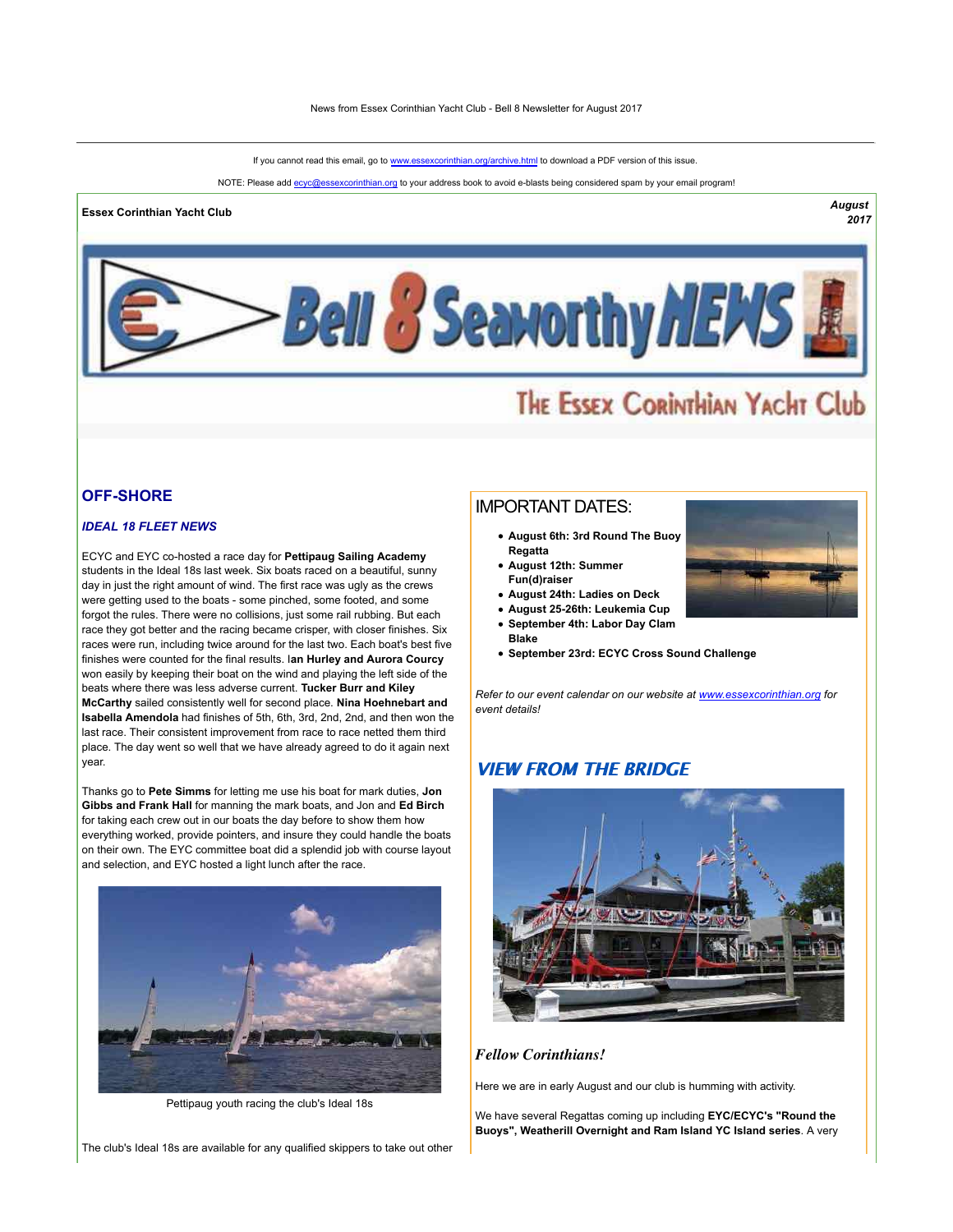News from Essex Corinthian Yacht Club - Bell 8 Newsletter for August 2017

If you cannot read this email, go to www.essexcorinthian.org/archive.html to download a PDF version of this issue.

NOTE: Please add ecyc@essexcorinthian.org to your address book to avoid e-blasts being considered spam by your email program!

**Essex Corinthian Yacht Club** *August 2017*

# Bell 8 Seaworthy NEWS

The Essex Corinthian Yacht Club

## OFF-SHORE

### *IDEAL 18 FLEET NEWS*

ECYC and EYC co-hosted a race day for **Pettipaug Sailing Academy** students in the Ideal 18s last week. Six boats raced on a beautiful, sunny day in just the right amount of wind. The first race was ugly as the crews were getting used to the boats - some pinched, some footed, and some forgot the rules. There were no collisions, just some rail rubbing. But each race they got better and the racing became crisper, with closer finishes. Six races were run, including twice around for the last two. Each boat's best five finishes were counted for the final results. I**an Hurley and Aurora Courcy** won easily by keeping their boat on the wind and playing the left side of the beats where there was less adverse current. **Tucker Burr and Kiley McCarthy** sailed consistently well for second place. **Nina Hoehnebart and Isabella Amendola** had finishes of 5th, 6th, 3rd, 2nd, 2nd, and then won the last race. Their consistent improvement from race to race netted them third place. The day went so well that we have already agreed to do it again next year.

Thanks go to **Pete Simms** for letting me use his boat for mark duties, **Jon Gibbs and Frank Hall** for manning the mark boats, and Jon and **Ed Birch** for taking each crew out in our boats the day before to show them how everything worked, provide pointers, and insure they could handle the boats on their own. The EYC committee boat did a splendid job with course layout and selection, and EYC hosted a light lunch after the race.

Pettipaug youth racing the club's Ideal 18s

The club's Ideal 18s are available for any qualified skippers to take out other

## IMPORTANT DATES:

- **August 6th: 3rd Round The Buoy Regatta**
- **August 12th: Summer Fun(d)raiser**
- **August 24th: Ladies on Deck**
- **August 25-26th: Leukemia Cup**
- **September 4th: Labor Day Clam Blake**
- **September 23rd: ECYC Cross Sound Challenge**

*Refer to our event calendar on our website at www.essexcorinthian.org for event details!*

## *VIEW FROM THE BRIDGE*

### *Fellow Corinthians!*

Here we are in early August and our club is humming with activity.

We have several Regattas coming up including **EYC/ECYC's "Round the Buoys", Weatherill Overnight and Ram Island YC Island series**. A very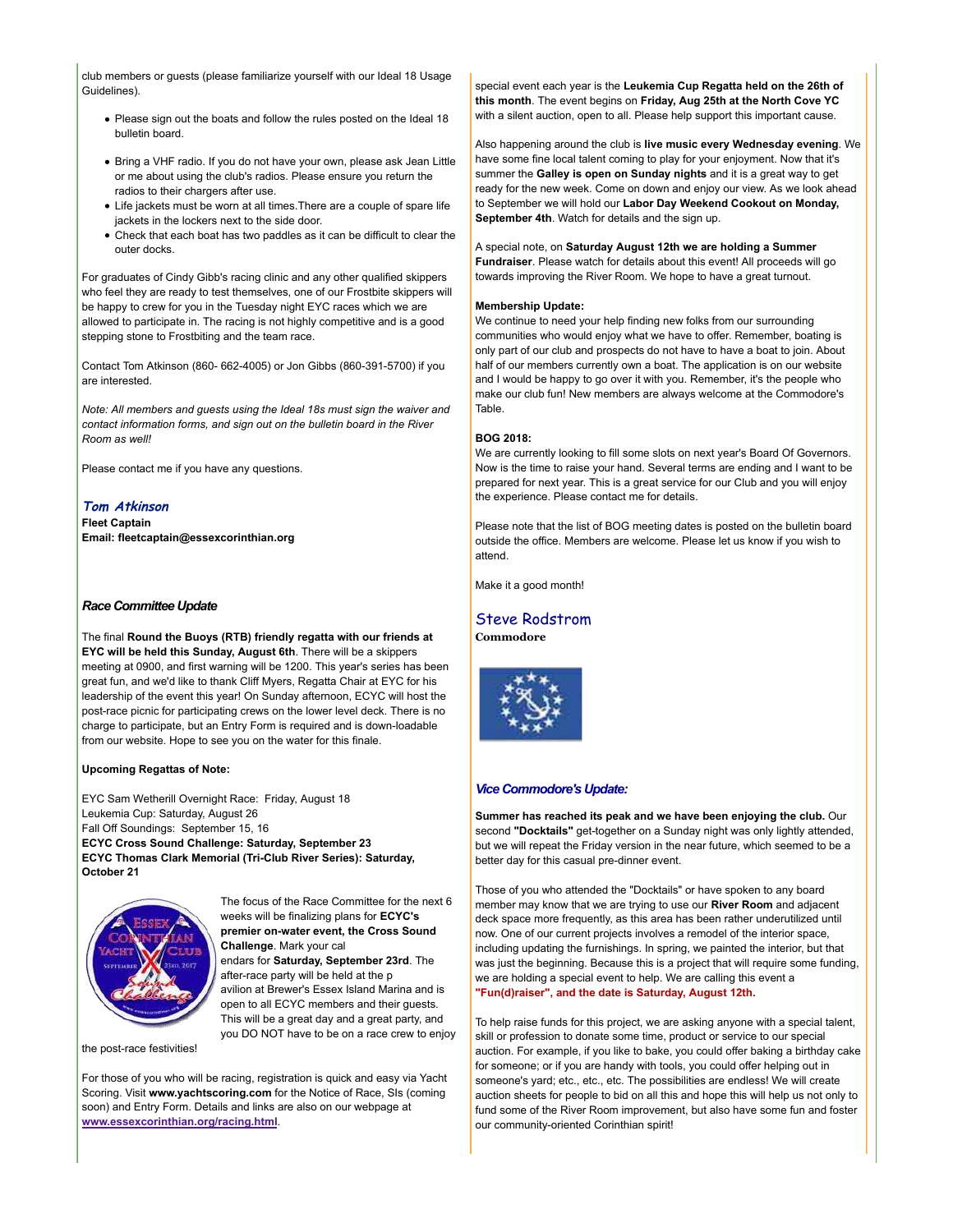club members or guests (please familiarize yourself with our Ideal 18 Usage Guidelines).

- Please sign out the boats and follow the rules posted on the Ideal 18 bulletin board.
- Bring a VHF radio. If you do not have your own, please ask Jean Little or me about using the club's radios. Please ensure you return the radios to their chargers after use.
- Life jackets must be worn at all times.There are a couple of spare life jackets in the lockers next to the side door.
- Check that each boat has two paddles as it can be difficult to clear the outer docks.

For graduates of Cindy Gibb's racing clinic and any other qualified skippers who feel they are ready to test themselves, one of our Frostbite skippers will be happy to crew for you in the Tuesday night EYC races which we are allowed to participate in. The racing is not highly competitive and is a good stepping stone to Frostbiting and the team race.

Contact Tom Atkinson (860- 662-4005) or Jon Gibbs (860-391-5700) if you are interested.

*Note: All members and guests using the Ideal 18s must sign the waiver and contact information forms, and sign out on the bulletin board in the River Room as well!*

Please contact me if you have any questions.

*Tom Atkinson*
**Fleet Captain**
**Email: fleetcaptain@essexcorinthian.org**

### *Race Committee Update*

The final **Round the Buoys (RTB) friendly regatta with our friends at EYC will be held this Sunday, August 6th**. There will be a skippers meeting at 0900, and first warning will be 1200. This year's series has been great fun, and we'd like to thank Cliff Myers, Regatta Chair at EYC for his leadership of the event this year! On Sunday afternoon, ECYC will host the post-race picnic for participating crews on the lower level deck. There is no charge to participate, but an Entry Form is required and is down-loadable from our website. Hope to see you on the water for this finale.

**Upcoming Regattas of Note:**

EYC Sam Wetherill Overnight Race: Friday, August 18
Leukemia Cup: Saturday, August 26
Fall Off Soundings: September 15, 16
**ECYC Cross Sound Challenge: Saturday, September 23**
**ECYC Thomas Clark Memorial (Tri-Club River Series): Saturday, October 21**

The focus of the Race Committee for the next 6 weeks will be finalizing plans for **ECYC's premier on-water event, the Cross Sound Challenge**. Mark your calendars for **Saturday, September 23rd**. The after-race party will be held at the pavilion at Brewer's Essex Island Marina and is open to all ECYC members and their guests. This will be a great day and a great party, and you DO NOT have to be on a race crew to enjoy the post-race festivities!

For those of you who will be racing, registration is quick and easy via Yacht Scoring. Visit **www.yachtscoring.com** for the Notice of Race, SIs (coming soon) and Entry Form. Details and links are also on our webpage at **www.essexcorinthian.org/racing.html**.

special event each year is the **Leukemia Cup Regatta held on the 26th of this month**. The event begins on **Friday, Aug 25th at the North Cove YC** with a silent auction, open to all. Please help support this important cause.

Also happening around the club is **live music every Wednesday evening**. We have some fine local talent coming to play for your enjoyment. Now that it's summer the **Galley is open on Sunday nights** and it is a great way to get ready for the new week. Come on down and enjoy our view. As we look ahead to September we will hold our **Labor Day Weekend Cookout on Monday, September 4th**. Watch for details and the sign up.

A special note, on **Saturday August 12th we are holding a Summer Fundraiser**. Please watch for details about this event! All proceeds will go towards improving the River Room. We hope to have a great turnout.

**Membership Update:**
We continue to need your help finding new folks from our surrounding communities who would enjoy what we have to offer. Remember, boating is only part of our club and prospects do not have to have a boat to join. About half of our members currently own a boat. The application is on our website and I would be happy to go over it with you. Remember, it's the people who make our club fun! New members are always welcome at the Commodore's Table.

**BOG 2018:**
We are currently looking to fill some slots on next year's Board Of Governors. Now is the time to raise your hand. Several terms are ending and I want to be prepared for next year. This is a great service for our Club and you will enjoy the experience. Please contact me for details.

Please note that the list of BOG meeting dates is posted on the bulletin board outside the office. Members are welcome. Please let us know if you wish to attend.

Make it a good month!

Steve Rodstrom
**Commodore**

### *Vice Commodore's Update:*

**Summer has reached its peak and we have been enjoying the club.** Our second **"Docktails"** get-together on a Sunday night was only lightly attended, but we will repeat the Friday version in the near future, which seemed to be a better day for this casual pre-dinner event.

Those of you who attended the "Docktails" or have spoken to any board member may know that we are trying to use our **River Room** and adjacent deck space more frequently, as this area has been rather underutilized until now. One of our current projects involves a remodel of the interior space, including updating the furnishings. In spring, we painted the interior, but that was just the beginning. Because this is a project that will require some funding, we are holding a special event to help. We are calling this event a **"Fun(d)raiser", and the date is Saturday, August 12th.**

To help raise funds for this project, we are asking anyone with a special talent, skill or profession to donate some time, product or service to our special auction. For example, if you like to bake, you could offer baking a birthday cake for someone; or if you are handy with tools, you could offer helping out in someone's yard; etc., etc., etc. The possibilities are endless! We will create auction sheets for people to bid on all this and hope this will help us not only to fund some of the River Room improvement, but also have some fun and foster our community-oriented Corinthian spirit!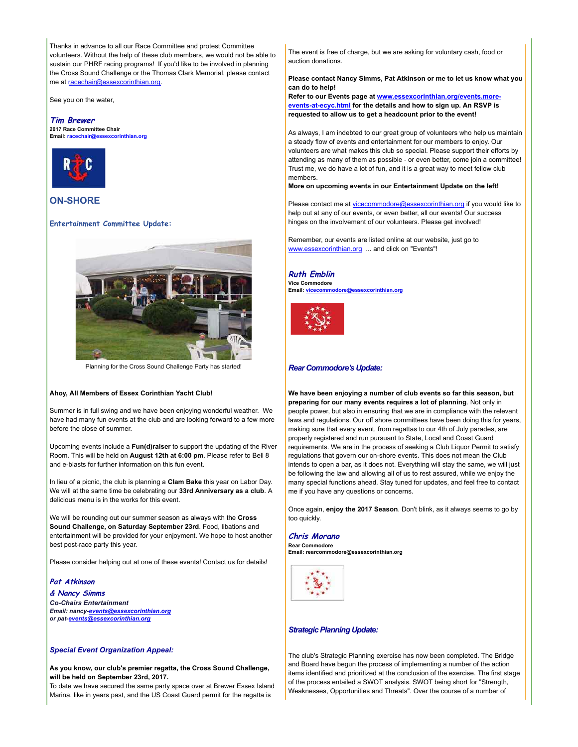Thanks in advance to all our Race Committee and protest Committee volunteers. Without the help of these club members, we would not be able to sustain our PHRF racing programs! If you'd like to be involved in planning the Cross Sound Challenge or the Thomas Clark Memorial, please contact me at racechair@essexcorinthian.org.

See you on the water,

***Tim Brewer***
**2017 Race Committee Chair**
**Email: racechair@essexcorinthian.org**

## ON-SHORE

### Entertainment Committee Update:

Planning for the Cross Sound Challenge Party has started!

**Ahoy, All Members of Essex Corinthian Yacht Club!**

Summer is in full swing and we have been enjoying wonderful weather. We have had many fun events at the club and are looking forward to a few more before the close of summer.

Upcoming events include a **Fun(d)raiser** to support the updating of the River Room. This will be held on **August 12th at 6:00 pm**. Please refer to Bell 8 and e-blasts for further information on this fun event.

In lieu of a picnic, the club is planning a **Clam Bake** this year on Labor Day. We will at the same time be celebrating our **33rd Anniversary as a club**. A delicious menu is in the works for this event.

We will be rounding out our summer season as always with the **Cross Sound Challenge, on Saturday September 23rd**. Food, libations and entertainment will be provided for your enjoyment. We hope to host another best post-race party this year.

Please consider helping out at one of these events! Contact us for details!

***Pat Atkinson***
***& Nancy Simms***
***Co-Chairs Entertainment***
***Email: nancy-events@essexcorinthian.org***
***or pat-events@essexcorinthian.org***

### Special Event Organization Appeal:

**As you know, our club's premier regatta, the Cross Sound Challenge, will be held on September 23rd, 2017.**
To date we have secured the same party space over at Brewer Essex Island Marina, like in years past, and the US Coast Guard permit for the regatta is

The event is free of charge, but we are asking for voluntary cash, food or auction donations.

**Please contact Nancy Simms, Pat Atkinson or me to let us know what you can do to help!**
**Refer to our Events page at www.essexcorinthian.org/events.more-events-at-ecyc.html for the details and how to sign up. An RSVP is requested to allow us to get a headcount prior to the event!**

As always, I am indebted to our great group of volunteers who help us maintain a steady flow of events and entertainment for our members to enjoy. Our volunteers are what makes this club so special. Please support their efforts by attending as many of them as possible - or even better, come join a committee! Trust me, we do have a lot of fun, and it is a great way to meet fellow club members.
**More on upcoming events in our Entertainment Update on the left!**

Please contact me at vicecommodore@essexcorinthian.org if you would like to help out at any of our events, or even better, all our events! Our success hinges on the involvement of our volunteers. Please get involved!

Remember, our events are listed online at our website, just go to www.essexcorinthian.org ... and click on "Events"!

***Ruth Emblin***
**Vice Commodore**
**Email: vicecommodore@essexcorinthian.org**

### Rear Commodore's Update:

**We have been enjoying a number of club events so far this season, but preparing for our many events requires a lot of planning**. Not only in people power, but also in ensuring that we are in compliance with the relevant laws and regulations. Our off shore committees have been doing this for years, making sure that every event, from regattas to our 4th of July parades, are properly registered and run pursuant to State, Local and Coast Guard requirements. We are in the process of seeking a Club Liquor Permit to satisfy regulations that govern our on-shore events. This does not mean the Club intends to open a bar, as it does not. Everything will stay the same, we will just be following the law and allowing all of us to rest assured, while we enjoy the many special functions ahead. Stay tuned for updates, and feel free to contact me if you have any questions or concerns.

Once again, **enjoy the 2017 Season**. Don't blink, as it always seems to go by too quickly.

***Chris Morano***
**Rear Commodore**
**Email: rearcommodore@essexcorinthian.org**

### Strategic Planning Update:

The club's Strategic Planning exercise has now been completed. The Bridge and Board have begun the process of implementing a number of the action items identified and prioritized at the conclusion of the exercise. The first stage of the process entailed a SWOT analysis. SWOT being short for "Strength, Weaknesses, Opportunities and Threats". Over the course of a number of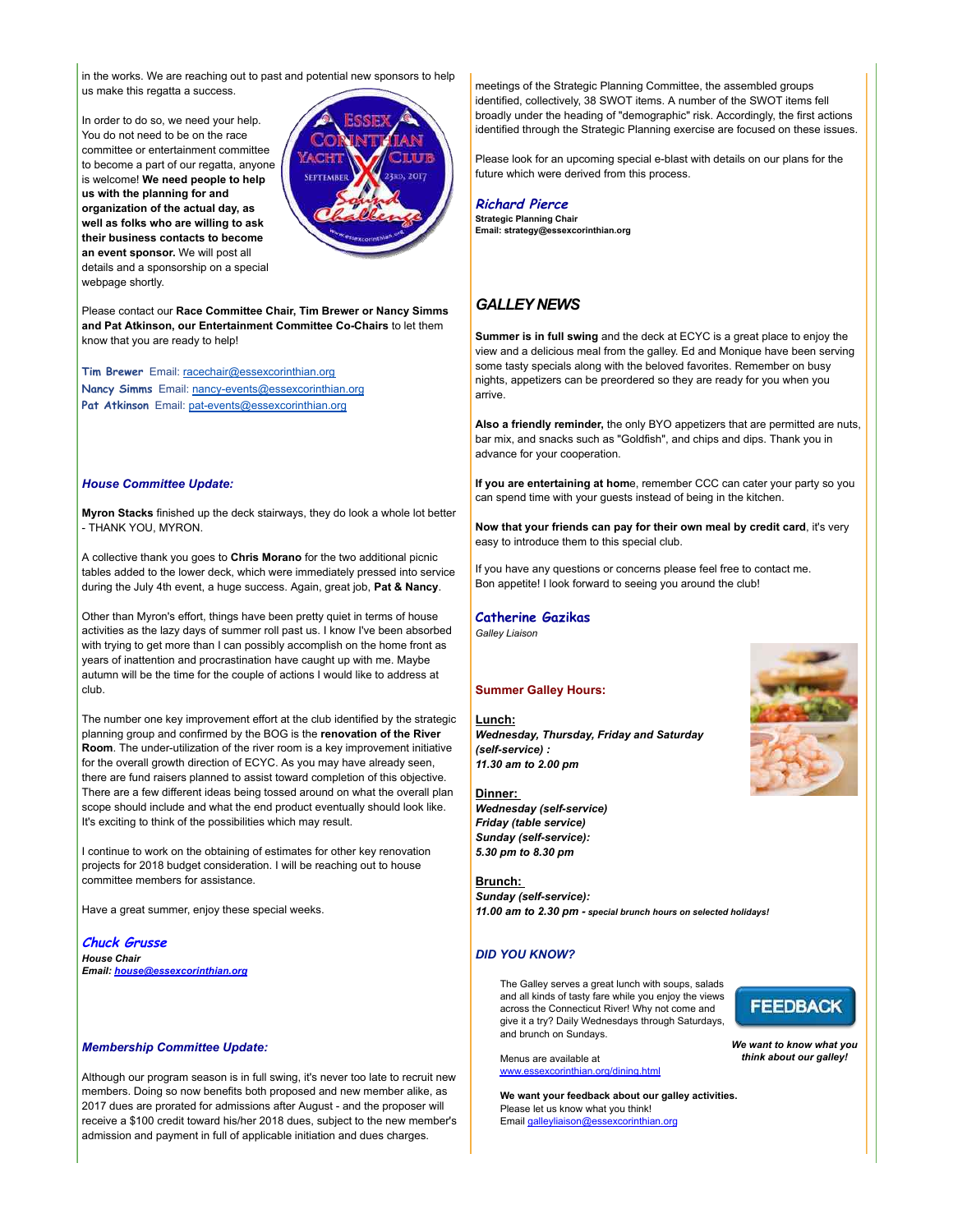in the works. We are reaching out to past and potential new sponsors to help us make this regatta a success.

In order to do so, we need your help. You do not need to be on the race committee or entertainment committee to become a part of our regatta, anyone is welcome! **We need people to help us with the planning for and organization of the actual day, as well as folks who are willing to ask their business contacts to become an event sponsor.** We will post all details and a sponsorship on a special webpage shortly.

Please contact our **Race Committee Chair, Tim Brewer or Nancy Simms and Pat Atkinson, our Entertainment Committee Co-Chairs** to let them know that you are ready to help!

**Tim Brewer** Email: racechair@essexcorinthian.org
**Nancy Simms** Email: nancy-events@essexcorinthian.org
**Pat Atkinson** Email: pat-events@essexcorinthian.org

### *House Committee Update:*

**Myron Stacks** finished up the deck stairways, they do look a whole lot better - THANK YOU, MYRON.

A collective thank you goes to **Chris Morano** for the two additional picnic tables added to the lower deck, which were immediately pressed into service during the July 4th event, a huge success. Again, great job, **Pat & Nancy**.

Other than Myron's effort, things have been pretty quiet in terms of house activities as the lazy days of summer roll past us. I know I've been absorbed with trying to get more than I can possibly accomplish on the home front as years of inattention and procrastination have caught up with me. Maybe autumn will be the time for the couple of actions I would like to address at club.

The number one key improvement effort at the club identified by the strategic planning group and confirmed by the BOG is the **renovation of the River Room**. The under-utilization of the river room is a key improvement initiative for the overall growth direction of ECYC. As you may have already seen, there are fund raisers planned to assist toward completion of this objective. There are a few different ideas being tossed around on what the overall plan scope should include and what the end product eventually should look like. It's exciting to think of the possibilities which may result.

I continue to work on the obtaining of estimates for other key renovation projects for 2018 budget consideration. I will be reaching out to house committee members for assistance.

Have a great summer, enjoy these special weeks.

**Chuck Grusse**
***House Chair***
***Email: house@essexcorinthian.org***

### *Membership Committee Update:*

Although our program season is in full swing, it's never too late to recruit new members. Doing so now benefits both proposed and new member alike, as 2017 dues are prorated for admissions after August - and the proposer will receive a $100 credit toward his/her 2018 dues, subject to the new member's admission and payment in full of applicable initiation and dues charges.

meetings of the Strategic Planning Committee, the assembled groups identified, collectively, 38 SWOT items. A number of the SWOT items fell broadly under the heading of "demographic" risk. Accordingly, the first actions identified through the Strategic Planning exercise are focused on these issues.

Please look for an upcoming special e-blast with details on our plans for the future which were derived from this process.

**Richard Pierce**
**Strategic Planning Chair**
**Email: strategy@essexcorinthian.org**

## *GALLEY NEWS*

**Summer is in full swing** and the deck at ECYC is a great place to enjoy the view and a delicious meal from the galley. Ed and Monique have been serving some tasty specials along with the beloved favorites. Remember on busy nights, appetizers can be preordered so they are ready for you when you arrive.

**Also a friendly reminder,** the only BYO appetizers that are permitted are nuts, bar mix, and snacks such as "Goldfish", and chips and dips. Thank you in advance for your cooperation.

**If you are entertaining at hom**e, remember CCC can cater your party so you can spend time with your guests instead of being in the kitchen.

**Now that your friends can pay for their own meal by credit card**, it's very easy to introduce them to this special club.

If you have any questions or concerns please feel free to contact me.
Bon appetite! I look forward to seeing you around the club!

**Catherine Gazikas**
*Galley Liaison*

### Summer Galley Hours:

**Lunch:**
***Wednesday, Thursday, Friday and Saturday (self-service) :***
***11.30 am to 2.00 pm***

**Dinner:**
***Wednesday (self-service)***
***Friday (table service)***
***Sunday (self-service):***
***5.30 pm to 8.30 pm***

**Brunch:**
***Sunday (self-service):***
***11.00 am to 2.30 pm - special brunch hours on selected holidays!***

### *DID YOU KNOW?*

The Galley serves a great lunch with soups, salads and all kinds of tasty fare while you enjoy the views across the Connecticut River! Why not come and give it a try? Daily Wednesdays through Saturdays, and brunch on Sundays.

Menus are available at www.essexcorinthian.org/dining.html

**We want your feedback about our galley activities.**
Please let us know what you think!
Email galleyliaison@essexcorinthian.org

FEEDBACK

***We want to know what you think about our galley!***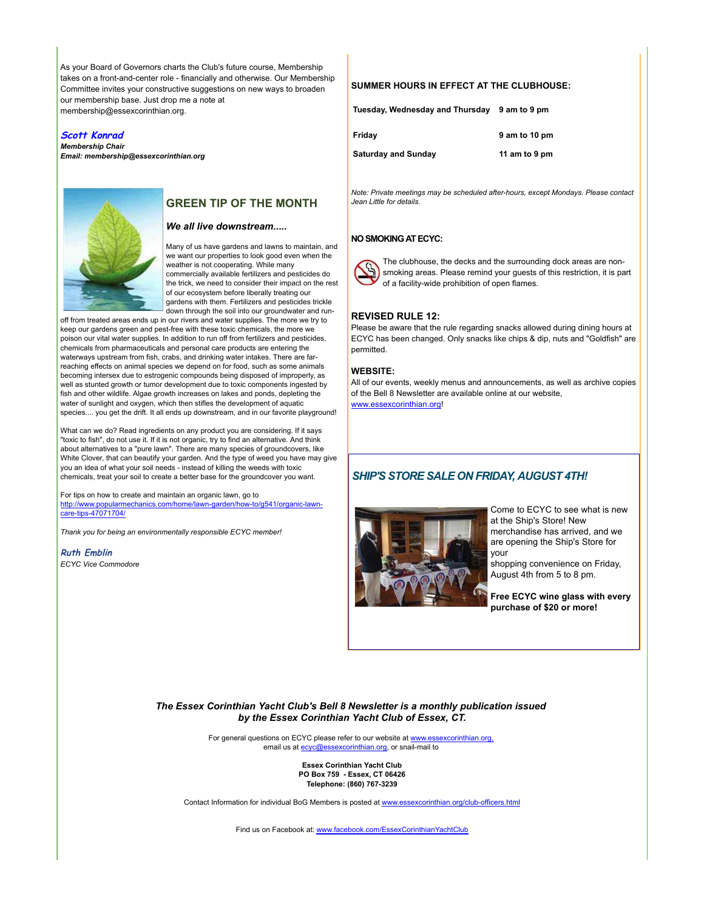As your Board of Governors charts the Club's future course, Membership takes on a front-and-center role - financially and otherwise. Our Membership Committee invites your constructive suggestions on new ways to broaden our membership base. Just drop me a note at membership@essexcorinthian.org.

***Scott Konrad***
***Membership Chair***
***Email: membership@essexcorinthian.org***

## GREEN TIP OF THE MONTH

### *We all live downstream.....*

Many of us have gardens and lawns to maintain, and we want our properties to look good even when the weather is not cooperating. While many commercially available fertilizers and pesticides do the trick, we need to consider their impact on the rest of our ecosystem before liberally treating our gardens with them. Fertilizers and pesticides trickle down through the soil into our groundwater and run-off from treated areas ends up in our rivers and water supplies. The more we try to keep our gardens green and pest-free with these toxic chemicals, the more we poison our vital water supplies. In addition to run off from fertilizers and pesticides, chemicals from pharmaceuticals and personal care products are entering the waterways upstream from fish, crabs, and drinking water intakes. There are far-reaching effects on animal species we depend on for food, such as some animals becoming intersex due to estrogenic compounds being disposed of improperly, as well as stunted growth or tumor development due to toxic components ingested by fish and other wildlife. Algae growth increases on lakes and ponds, depleting the water of sunlight and oxygen, which then stifles the development of aquatic species.... you get the drift. It all ends up downstream, and in our favorite playground!

What can we do? Read ingredients on any product you are considering. If it says "toxic to fish", do not use it. If it is not organic, try to find an alternative. And think about alternatives to a "pure lawn". There are many species of groundcovers, like White Clover, that can beautify your garden. And the type of weed you have may give you an idea of what your soil needs - instead of killing the weeds with toxic chemicals, treat your soil to create a better base for the groundcover you want.

For tips on how to create and maintain an organic lawn, go to http://www.popularmechanics.com/home/lawn-garden/how-to/g541/organic-lawn-care-tips-47071704/

*Thank you for being an environmentally responsible ECYC member!*

***Ruth Emblin***
*ECYC Vice Commodore*

**SUMMER HOURS IN EFFECT AT THE CLUBHOUSE:**

| | |
|---|---|
| **Tuesday, Wednesday and Thursday** | **9 am to 9 pm** |
| **Friday** | **9 am to 10 pm** |
| **Saturday and Sunday** | **11 am to 9 pm** |

*Note: Private meetings may be scheduled after-hours, except Mondays. Please contact Jean Little for details.*

**NO SMOKING AT ECYC:**

The clubhouse, the decks and the surrounding dock areas are non-smoking areas. Please remind your guests of this restriction, it is part of a facility-wide prohibition of open flames.

**REVISED RULE 12:**

Please be aware that the rule regarding snacks allowed during dining hours at ECYC has been changed. Only snacks like chips & dip, nuts and "Goldfish" are permitted.

**WEBSITE:**

All of our events, weekly menus and announcements, as well as archive copies of the Bell 8 Newsletter are available online at our website, www.essexcorinthian.org!

## *SHIP'S STORE SALE ON FRIDAY, AUGUST 4TH!*

Come to ECYC to see what is new at the Ship's Store! New merchandise has arrived, and we are opening the Ship's Store for your shopping convenience on Friday, August 4th from 5 to 8 pm.

**Free ECYC wine glass with every purchase of $20 or more!**

***The Essex Corinthian Yacht Club's Bell 8 Newsletter is a monthly publication issued by the Essex Corinthian Yacht Club of Essex, CT.***

For general questions on ECYC please refer to our website at www.essexcorinthian.org, email us at ecyc@essexcorinthian.org, or snail-mail to

**Essex Corinthian Yacht Club**
**PO Box 759 - Essex, CT 06426**
**Telephone: (860) 767-3239**

Contact Information for individual BoG Members is posted at www.essexcorinthian.org/club-officers.html

Find us on Facebook at: www.facebook.com/EssexCorinthianYachtClub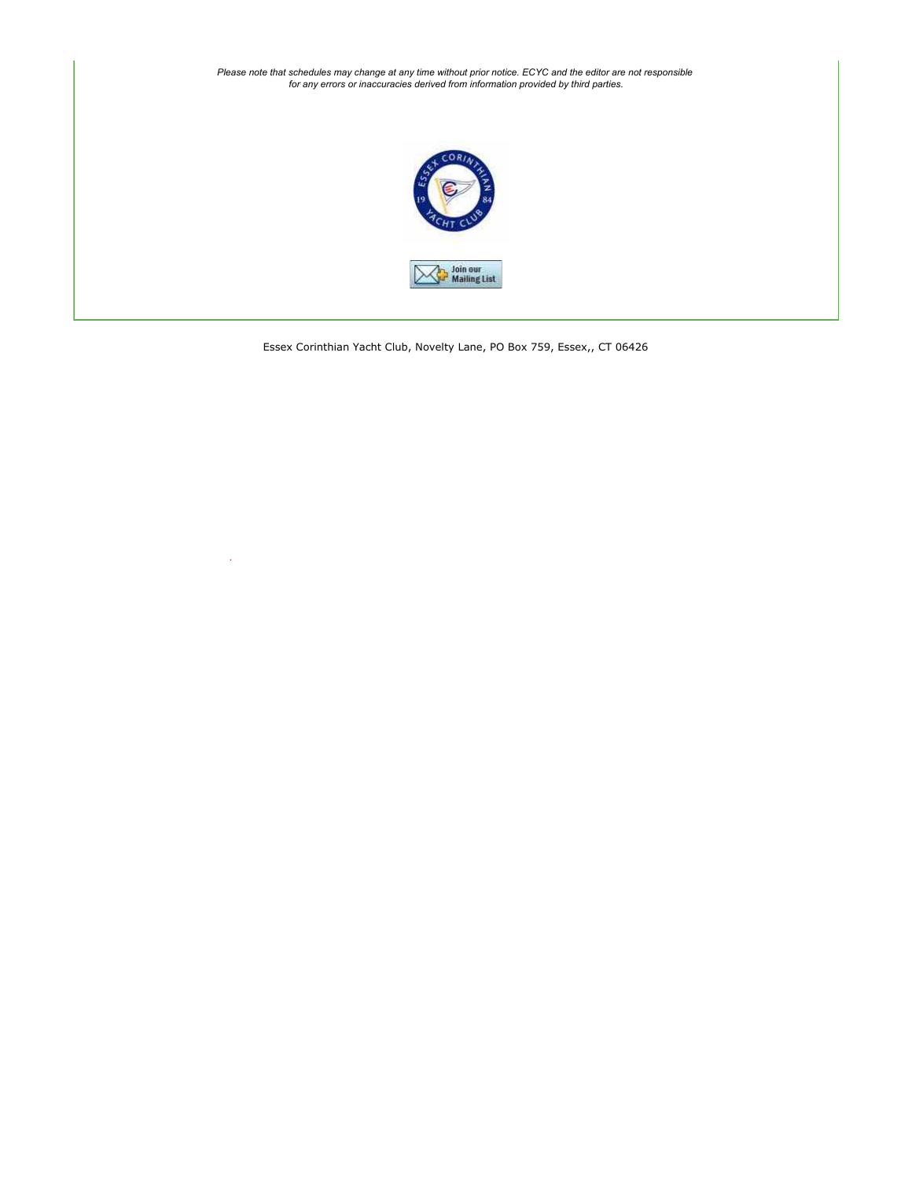*Please note that schedules may change at any time without prior notice. ECYC and the editor are not responsible for any errors or inaccuracies derived from information provided by third parties.*

Essex Corinthian Yacht Club, Novelty Lane, PO Box 759, Essex,, CT 06426